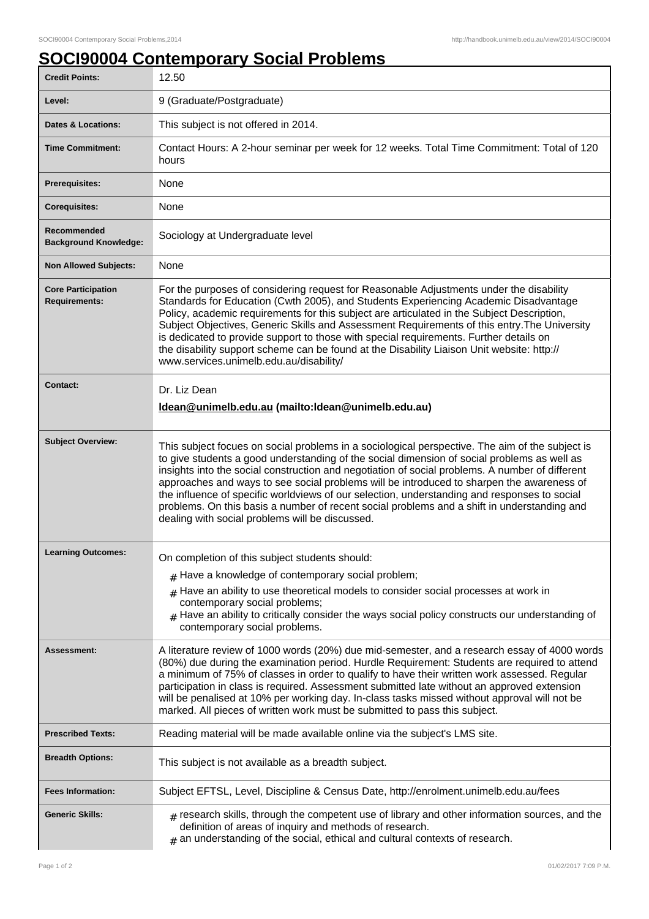# SOCI90004 Contemporary Social Problems

| | |
|---|---|
| **Credit Points:** | 12.50 |
| **Level:** | 9 (Graduate/Postgraduate) |
| **Dates & Locations:** | This subject is not offered in 2014. |
| **Time Commitment:** | Contact Hours: A 2-hour seminar per week for 12 weeks. Total Time Commitment: Total of 120 hours |
| **Prerequisites:** | None |
| **Corequisites:** | None |
| **Recommended Background Knowledge:** | Sociology at Undergraduate level |
| **Non Allowed Subjects:** | None |
| **Core Participation Requirements:** | For the purposes of considering request for Reasonable Adjustments under the disability Standards for Education (Cwth 2005), and Students Experiencing Academic Disadvantage Policy, academic requirements for this subject are articulated in the Subject Description, Subject Objectives, Generic Skills and Assessment Requirements of this entry.The University is dedicated to provide support to those with special requirements. Further details on the disability support scheme can be found at the Disability Liaison Unit website: http://www.services.unimelb.edu.au/disability/ |
| **Contact:** | Dr. Liz Dean<br>**ldean@unimelb.edu.au (mailto:ldean@unimelb.edu.au)** |
| **Subject Overview:** | This subject focues on social problems in a sociological perspective. The aim of the subject is to give students a good understanding of the social dimension of social problems as well as insights into the social construction and negotiation of social problems. A number of different approaches and ways to see social problems will be introduced to sharpen the awareness of the influence of specific worldviews of our selection, understanding and responses to social problems. On this basis a number of recent social problems and a shift in understanding and dealing with social problems will be discussed. |
| **Learning Outcomes:** | On completion of this subject students should:<br># Have a knowledge of contemporary social problem;<br># Have an ability to use theoretical models to consider social processes at work in contemporary social problems;<br># Have an ability to critically consider the ways social policy constructs our understanding of contemporary social problems. |
| **Assessment:** | A literature review of 1000 words (20%) due mid-semester, and a research essay of 4000 words (80%) due during the examination period. Hurdle Requirement: Students are required to attend a minimum of 75% of classes in order to qualify to have their written work assessed. Regular participation in class is required. Assessment submitted late without an approved extension will be penalised at 10% per working day. In-class tasks missed without approval will not be marked. All pieces of written work must be submitted to pass this subject. |
| **Prescribed Texts:** | Reading material will be made available online via the subject's LMS site. |
| **Breadth Options:** | This subject is not available as a breadth subject. |
| **Fees Information:** | Subject EFTSL, Level, Discipline & Census Date, http://enrolment.unimelb.edu.au/fees |
| **Generic Skills:** | # research skills, through the competent use of library and other information sources, and the definition of areas of inquiry and methods of research.<br># an understanding of the social, ethical and cultural contexts of research. |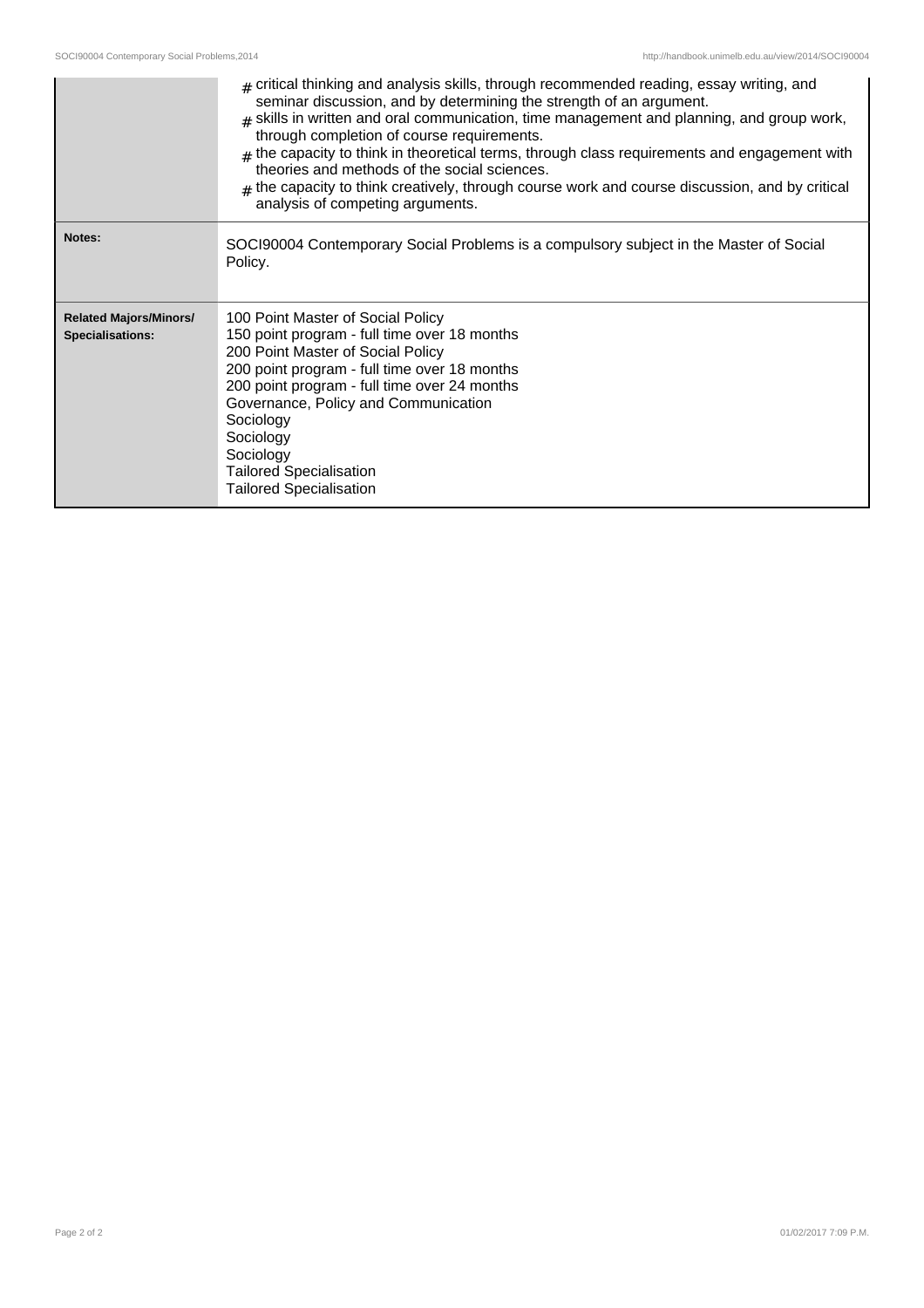| | |
|---|---|
| | # critical thinking and analysis skills, through recommended reading, essay writing, and seminar discussion, and by determining the strength of an argument.<br># skills in written and oral communication, time management and planning, and group work, through completion of course requirements.<br># the capacity to think in theoretical terms, through class requirements and engagement with theories and methods of the social sciences.<br># the capacity to think creatively, through course work and course discussion, and by critical analysis of competing arguments. |
| **Notes:** | SOCI90004 Contemporary Social Problems is a compulsory subject in the Master of Social Policy. |
| **Related Majors/Minors/ Specialisations:** | 100 Point Master of Social Policy<br>150 point program - full time over 18 months<br>200 Point Master of Social Policy<br>200 point program - full time over 18 months<br>200 point program - full time over 24 months<br>Governance, Policy and Communication<br>Sociology<br>Sociology<br>Sociology<br>Tailored Specialisation<br>Tailored Specialisation |